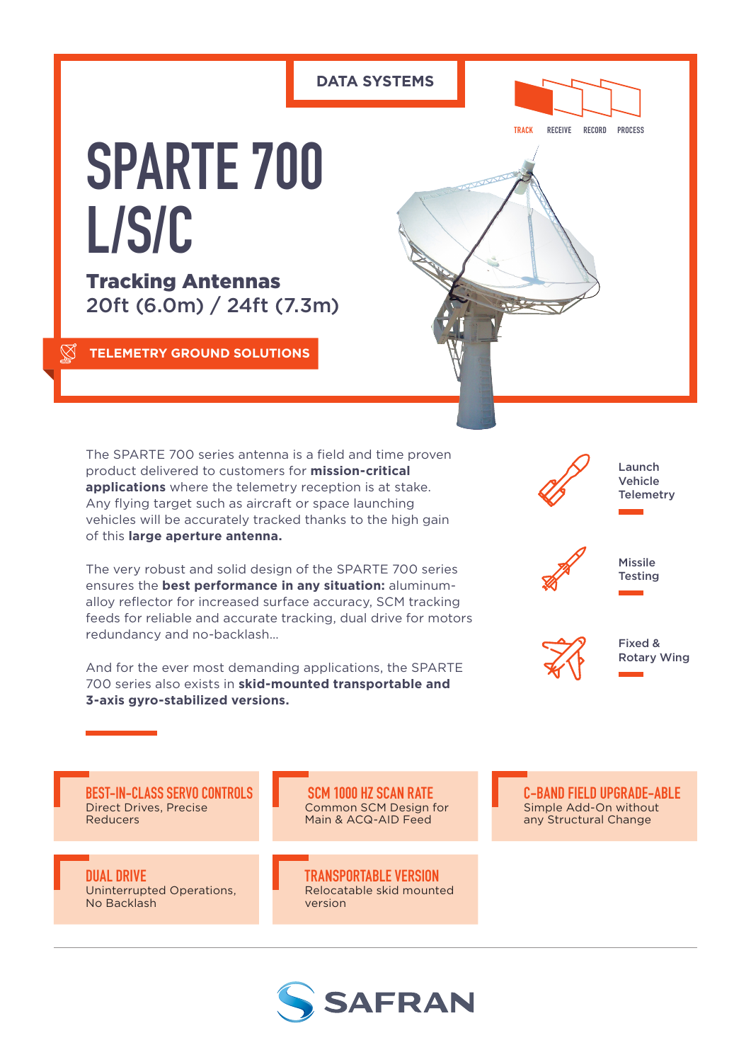DATA SYSTEMS

TRACK RECEIVE RECORD PROCESS

# SPARTE 700 L/S/C

## Tracking Antennas
20ft (6.0m) / 24ft (7.3m)

**TELEMETRY GROUND SOLUTIONS**

The SPARTE 700 series antenna is a field and time proven product delivered to customers for **mission-critical applications** where the telemetry reception is at stake. Any flying target such as aircraft or space launching vehicles will be accurately tracked thanks to the high gain of this **large aperture antenna.**

The very robust and solid design of the SPARTE 700 series ensures the **best performance in any situation:** aluminum-alloy reflector for increased surface accuracy, SCM tracking feeds for reliable and accurate tracking, dual drive for motors redundancy and no-backlash...

And for the ever most demanding applications, the SPARTE 700 series also exists in **skid-mounted transportable and 3-axis gyro-stabilized versions.**

- Launch Vehicle Telemetry
- Missile Testing
- Fixed & Rotary Wing

**BEST-IN-CLASS SERVO CONTROLS**
Direct Drives, Precise Reducers

**SCM 1000 HZ SCAN RATE**
Common SCM Design for Main & ACQ-AID Feed

**C-BAND FIELD UPGRADE-ABLE**
Simple Add-On without any Structural Change

**DUAL DRIVE**
Uninterrupted Operations, No Backlash

**TRANSPORTABLE VERSION**
Relocatable skid mounted version

SAFRAN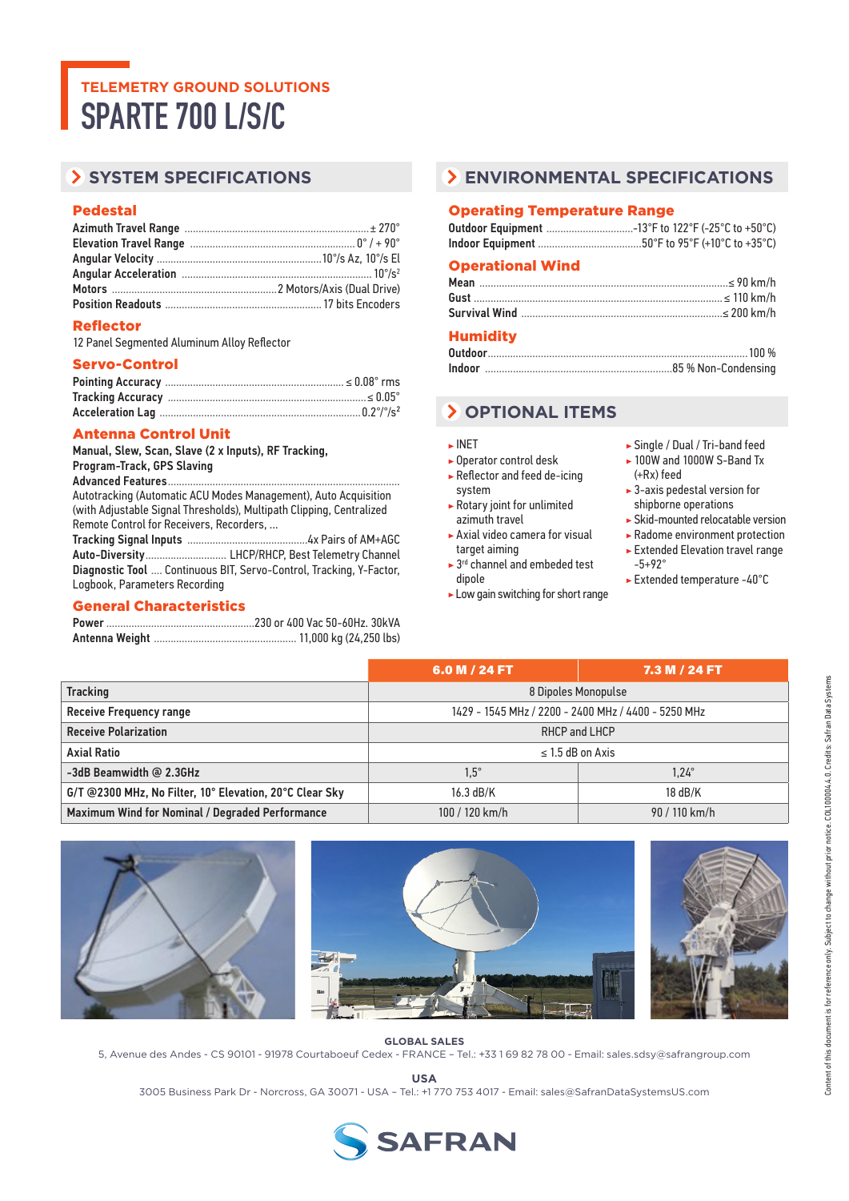TELEMETRY GROUND SOLUTIONS

# SPARTE 700 L/S/C

## SYSTEM SPECIFICATIONS

### Pedestal

**Azimuth Travel Range** ........ ± 270°
**Elevation Travel Range** ........ 0° / + 90°
**Angular Velocity** ........ 10°/s Az, 10°/s El
**Angular Acceleration** ........ 10°/s²
**Motors** ........ 2 Motors/Axis (Dual Drive)
**Position Readouts** ........ 17 bits Encoders

### Reflector

12 Panel Segmented Aluminum Alloy Reflector

### Servo-Control

**Pointing Accuracy** ........ ≤ 0.08° rms
**Tracking Accuracy** ........ ≤ 0.05°
**Acceleration Lag** ........ 0.2°/°/s²

### Antenna Control Unit

**Manual, Slew, Scan, Slave (2 x Inputs), RF Tracking, Program-Track, GPS Slaving**
**Advanced Features** ........
Autotracking (Automatic ACU Modes Management), Auto Acquisition (with Adjustable Signal Thresholds), Multipath Clipping, Centralized Remote Control for Receivers, Recorders, ...
**Tracking Signal Inputs** ........ 4x Pairs of AM+AGC
**Auto-Diversity** ........ LHCP/RHCP, Best Telemetry Channel
**Diagnostic Tool** .... Continuous BIT, Servo-Control, Tracking, Y-Factor, Logbook, Parameters Recording

### General Characteristics

**Power** ........ 230 or 400 Vac 50-60Hz. 30kVA
**Antenna Weight** ........ 11,000 kg (24,250 lbs)

## ENVIRONMENTAL SPECIFICATIONS

### Operating Temperature Range

**Outdoor Equipment** ........ -13°F to 122°F (-25°C to +50°C)
**Indoor Equipment** ........ 50°F to 95°F (+10°C to +35°C)

### Operational Wind

**Mean** ........ ≤ 90 km/h
**Gust** ........ ≤ 110 km/h
**Survival Wind** ........ ≤ 200 km/h

### Humidity

**Outdoor** ........ 100 %
**Indoor** ........ 85 % Non-Condensing

## OPTIONAL ITEMS

- INET
- Operator control desk
- Reflector and feed de-icing system
- Rotary joint for unlimited azimuth travel
- Axial video camera for visual target aiming
- 3rd channel and embeded test dipole
- Low gain switching for short range
- Single / Dual / Tri-band feed
- 100W and 1000W S-Band Tx (+Rx) feed
- 3-axis pedestal version for shipborne operations
- Skid-mounted relocatable version
- Radome environment protection
- Extended Elevation travel range -5+92°
- Extended temperature -40°C

| | 6.0 M / 24 FT | 7.3 M / 24 FT |
|---|---|---|
| Tracking | 8 Dipoles Monopulse | |
| Receive Frequency range | 1429 - 1545 MHz / 2200 - 2400 MHz / 4400 - 5250 MHz | |
| Receive Polarization | RHCP and LHCP | |
| Axial Ratio | ≤ 1.5 dB on Axis | |
| -3dB Beamwidth @ 2.3GHz | 1,5° | 1,24° |
| G/T @2300 MHz, No Filter, 10° Elevation, 20°C Clear Sky | 16.3 dB/K | 18 dB/K |
| Maximum Wind for Nominal / Degraded Performance | 100 / 120 km/h | 90 / 110 km/h |

**GLOBAL SALES**
5, Avenue des Andes - CS 90101 - 91978 Courtaboeuf Cedex - FRANCE - Tel.: +33 1 69 82 78 00 - Email: sales.sdsy@safrangroup.com

**USA**
3005 Business Park Dr - Norcross, GA 30071 - USA – Tel.: +1 770 753 4017 - Email: sales@SafranDataSystemsUS.com

SAFRAN

Content of this document is for reference only. Subject to change without prior notice. COL100004.4.0. Credits: Safran Data Systems